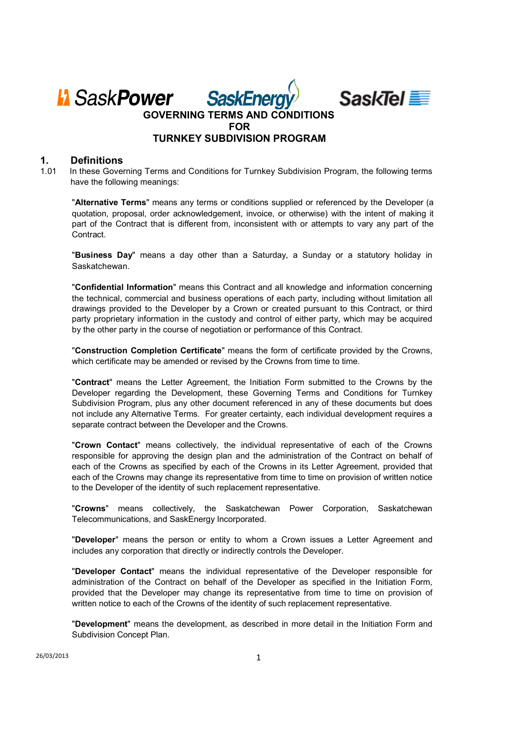# GOVERNING TERMS AND CONDITIONS FOR TURNKEY SUBDIVISION PROGRAM

## 1. Definitions

1.01 In these Governing Terms and Conditions for Turnkey Subdivision Program, the following terms have the following meanings:

"**Alternative Terms**" means any terms or conditions supplied or referenced by the Developer (a quotation, proposal, order acknowledgement, invoice, or otherwise) with the intent of making it part of the Contract that is different from, inconsistent with or attempts to vary any part of the Contract.

"**Business Day**" means a day other than a Saturday, a Sunday or a statutory holiday in Saskatchewan.

"**Confidential Information**" means this Contract and all knowledge and information concerning the technical, commercial and business operations of each party, including without limitation all drawings provided to the Developer by a Crown or created pursuant to this Contract, or third party proprietary information in the custody and control of either party, which may be acquired by the other party in the course of negotiation or performance of this Contract.

"**Construction Completion Certificate**" means the form of certificate provided by the Crowns, which certificate may be amended or revised by the Crowns from time to time.

"**Contract**" means the Letter Agreement, the Initiation Form submitted to the Crowns by the Developer regarding the Development, these Governing Terms and Conditions for Turnkey Subdivision Program, plus any other document referenced in any of these documents but does not include any Alternative Terms. For greater certainty, each individual development requires a separate contract between the Developer and the Crowns.

"**Crown Contact**" means collectively, the individual representative of each of the Crowns responsible for approving the design plan and the administration of the Contract on behalf of each of the Crowns as specified by each of the Crowns in its Letter Agreement, provided that each of the Crowns may change its representative from time to time on provision of written notice to the Developer of the identity of such replacement representative.

"**Crowns**" means collectively, the Saskatchewan Power Corporation, Saskatchewan Telecommunications, and SaskEnergy Incorporated.

"**Developer**" means the person or entity to whom a Crown issues a Letter Agreement and includes any corporation that directly or indirectly controls the Developer.

"**Developer Contact**" means the individual representative of the Developer responsible for administration of the Contract on behalf of the Developer as specified in the Initiation Form, provided that the Developer may change its representative from time to time on provision of written notice to each of the Crowns of the identity of such replacement representative.

"**Development**" means the development, as described in more detail in the Initiation Form and Subdivision Concept Plan.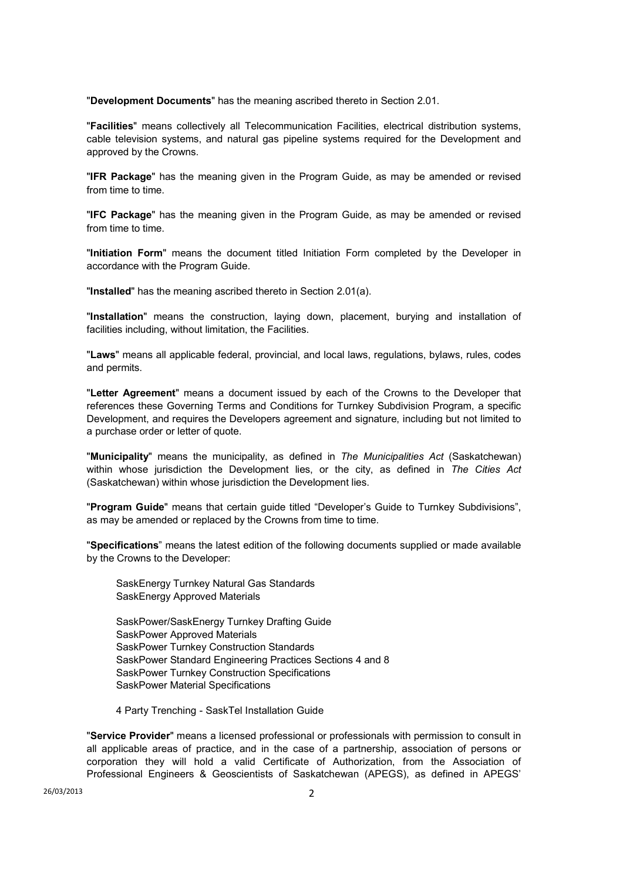"**Development Documents**" has the meaning ascribed thereto in Section 2.01.

"**Facilities**" means collectively all Telecommunication Facilities, electrical distribution systems, cable television systems, and natural gas pipeline systems required for the Development and approved by the Crowns.

"**IFR Package**" has the meaning given in the Program Guide, as may be amended or revised from time to time.

"**IFC Package**" has the meaning given in the Program Guide, as may be amended or revised from time to time.

"**Initiation Form**" means the document titled Initiation Form completed by the Developer in accordance with the Program Guide.

"**Installed**" has the meaning ascribed thereto in Section 2.01(a).

"**Installation**" means the construction, laying down, placement, burying and installation of facilities including, without limitation, the Facilities.

"**Laws**" means all applicable federal, provincial, and local laws, regulations, bylaws, rules, codes and permits.

"**Letter Agreement**" means a document issued by each of the Crowns to the Developer that references these Governing Terms and Conditions for Turnkey Subdivision Program, a specific Development, and requires the Developers agreement and signature, including but not limited to a purchase order or letter of quote.

"**Municipality**" means the municipality, as defined in *The Municipalities Act* (Saskatchewan) within whose jurisdiction the Development lies, or the city, as defined in *The Cities Act* (Saskatchewan) within whose jurisdiction the Development lies.

"**Program Guide**" means that certain guide titled "Developer's Guide to Turnkey Subdivisions", as may be amended or replaced by the Crowns from time to time.

"**Specifications**" means the latest edition of the following documents supplied or made available by the Crowns to the Developer:

SaskEnergy Turnkey Natural Gas Standards
SaskEnergy Approved Materials

SaskPower/SaskEnergy Turnkey Drafting Guide
SaskPower Approved Materials
SaskPower Turnkey Construction Standards
SaskPower Standard Engineering Practices Sections 4 and 8
SaskPower Turnkey Construction Specifications
SaskPower Material Specifications

4 Party Trenching - SaskTel Installation Guide

"**Service Provider**" means a licensed professional or professionals with permission to consult in all applicable areas of practice, and in the case of a partnership, association of persons or corporation they will hold a valid Certificate of Authorization, from the Association of Professional Engineers & Geoscientists of Saskatchewan (APEGS), as defined in APEGS'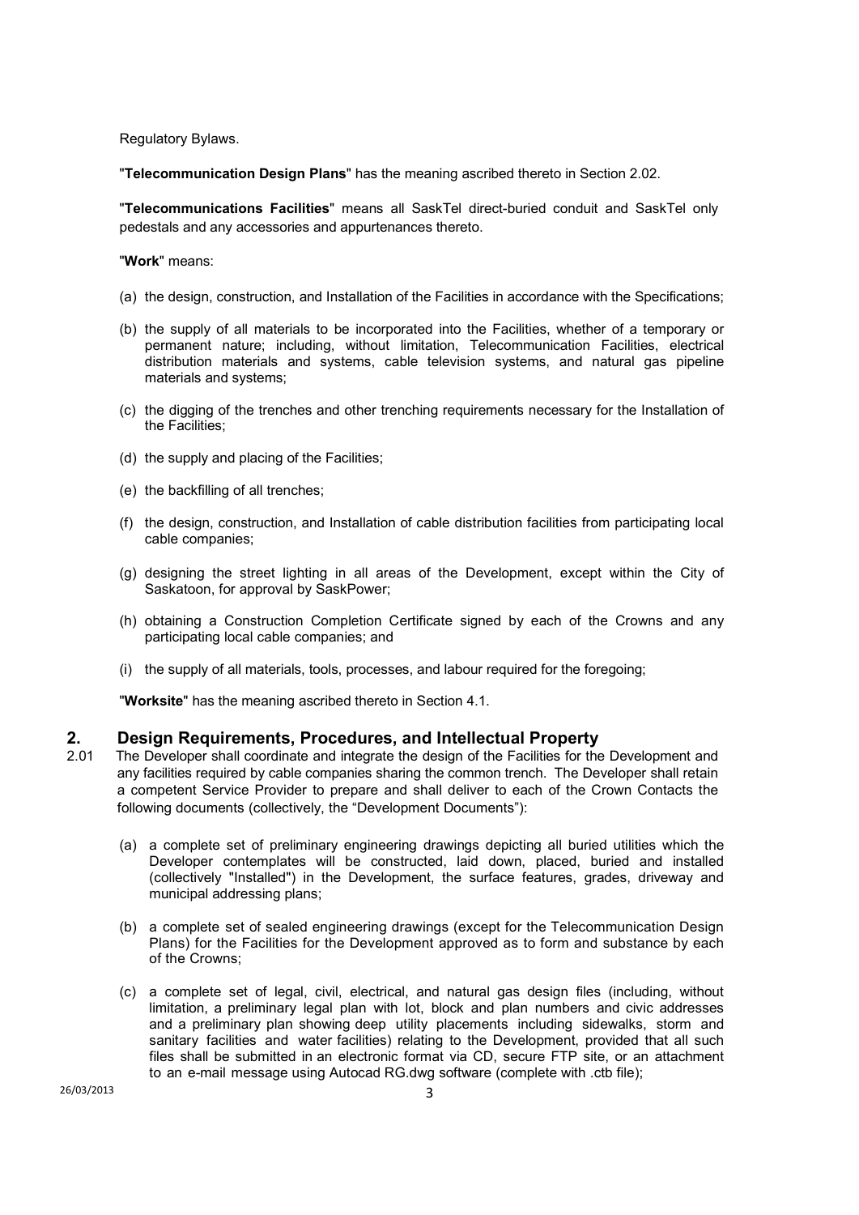Regulatory Bylaws.

"**Telecommunication Design Plans**" has the meaning ascribed thereto in Section 2.02.

"**Telecommunications Facilities**" means all SaskTel direct-buried conduit and SaskTel only pedestals and any accessories and appurtenances thereto.

"**Work**" means:

(a) the design, construction, and Installation of the Facilities in accordance with the Specifications;

(b) the supply of all materials to be incorporated into the Facilities, whether of a temporary or permanent nature; including, without limitation, Telecommunication Facilities, electrical distribution materials and systems, cable television systems, and natural gas pipeline materials and systems;

(c) the digging of the trenches and other trenching requirements necessary for the Installation of the Facilities;

(d) the supply and placing of the Facilities;

(e) the backfilling of all trenches;

(f) the design, construction, and Installation of cable distribution facilities from participating local cable companies;

(g) designing the street lighting in all areas of the Development, except within the City of Saskatoon, for approval by SaskPower;

(h) obtaining a Construction Completion Certificate signed by each of the Crowns and any participating local cable companies; and

(i) the supply of all materials, tools, processes, and labour required for the foregoing;

"**Worksite**" has the meaning ascribed thereto in Section 4.1.

## 2. Design Requirements, Procedures, and Intellectual Property

2.01 The Developer shall coordinate and integrate the design of the Facilities for the Development and any facilities required by cable companies sharing the common trench. The Developer shall retain a competent Service Provider to prepare and shall deliver to each of the Crown Contacts the following documents (collectively, the "Development Documents"):

(a) a complete set of preliminary engineering drawings depicting all buried utilities which the Developer contemplates will be constructed, laid down, placed, buried and installed (collectively "Installed") in the Development, the surface features, grades, driveway and municipal addressing plans;

(b) a complete set of sealed engineering drawings (except for the Telecommunication Design Plans) for the Facilities for the Development approved as to form and substance by each of the Crowns;

(c) a complete set of legal, civil, electrical, and natural gas design files (including, without limitation, a preliminary legal plan with lot, block and plan numbers and civic addresses and a preliminary plan showing deep utility placements including sidewalks, storm and sanitary facilities and water facilities) relating to the Development, provided that all such files shall be submitted in an electronic format via CD, secure FTP site, or an attachment to an e-mail message using Autocad RG.dwg software (complete with .ctb file);

26/03/2013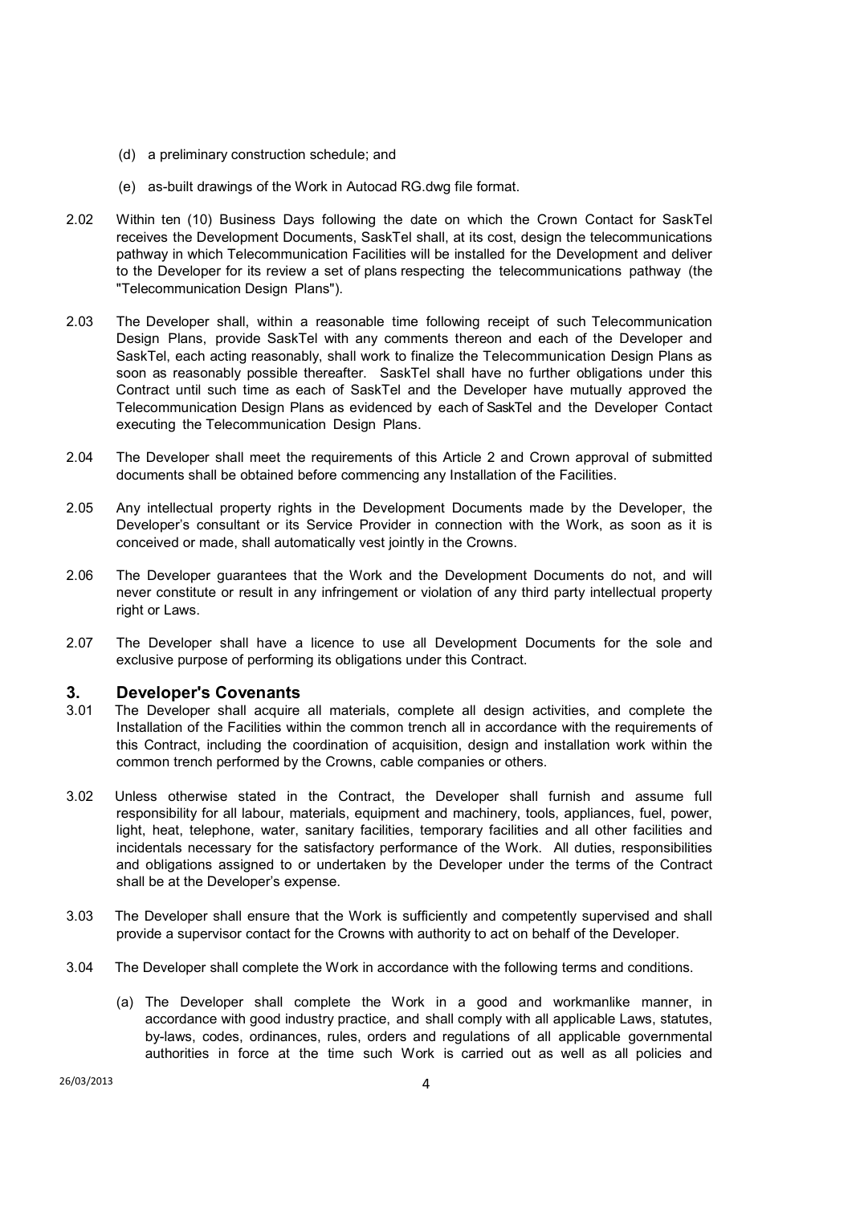(d) a preliminary construction schedule; and

(e) as-built drawings of the Work in Autocad RG.dwg file format.

2.02 Within ten (10) Business Days following the date on which the Crown Contact for SaskTel receives the Development Documents, SaskTel shall, at its cost, design the telecommunications pathway in which Telecommunication Facilities will be installed for the Development and deliver to the Developer for its review a set of plans respecting the telecommunications pathway (the "Telecommunication Design Plans").

2.03 The Developer shall, within a reasonable time following receipt of such Telecommunication Design Plans, provide SaskTel with any comments thereon and each of the Developer and SaskTel, each acting reasonably, shall work to finalize the Telecommunication Design Plans as soon as reasonably possible thereafter. SaskTel shall have no further obligations under this Contract until such time as each of SaskTel and the Developer have mutually approved the Telecommunication Design Plans as evidenced by each of SaskTel and the Developer Contact executing the Telecommunication Design Plans.

2.04 The Developer shall meet the requirements of this Article 2 and Crown approval of submitted documents shall be obtained before commencing any Installation of the Facilities.

2.05 Any intellectual property rights in the Development Documents made by the Developer, the Developer's consultant or its Service Provider in connection with the Work, as soon as it is conceived or made, shall automatically vest jointly in the Crowns.

2.06 The Developer guarantees that the Work and the Development Documents do not, and will never constitute or result in any infringement or violation of any third party intellectual property right or Laws.

2.07 The Developer shall have a licence to use all Development Documents for the sole and exclusive purpose of performing its obligations under this Contract.

## 3. Developer's Covenants

3.01 The Developer shall acquire all materials, complete all design activities, and complete the Installation of the Facilities within the common trench all in accordance with the requirements of this Contract, including the coordination of acquisition, design and installation work within the common trench performed by the Crowns, cable companies or others.

3.02 Unless otherwise stated in the Contract, the Developer shall furnish and assume full responsibility for all labour, materials, equipment and machinery, tools, appliances, fuel, power, light, heat, telephone, water, sanitary facilities, temporary facilities and all other facilities and incidentals necessary for the satisfactory performance of the Work. All duties, responsibilities and obligations assigned to or undertaken by the Developer under the terms of the Contract shall be at the Developer's expense.

3.03 The Developer shall ensure that the Work is sufficiently and competently supervised and shall provide a supervisor contact for the Crowns with authority to act on behalf of the Developer.

3.04 The Developer shall complete the Work in accordance with the following terms and conditions.

(a) The Developer shall complete the Work in a good and workmanlike manner, in accordance with good industry practice, and shall comply with all applicable Laws, statutes, by-laws, codes, ordinances, rules, orders and regulations of all applicable governmental authorities in force at the time such Work is carried out as well as all policies and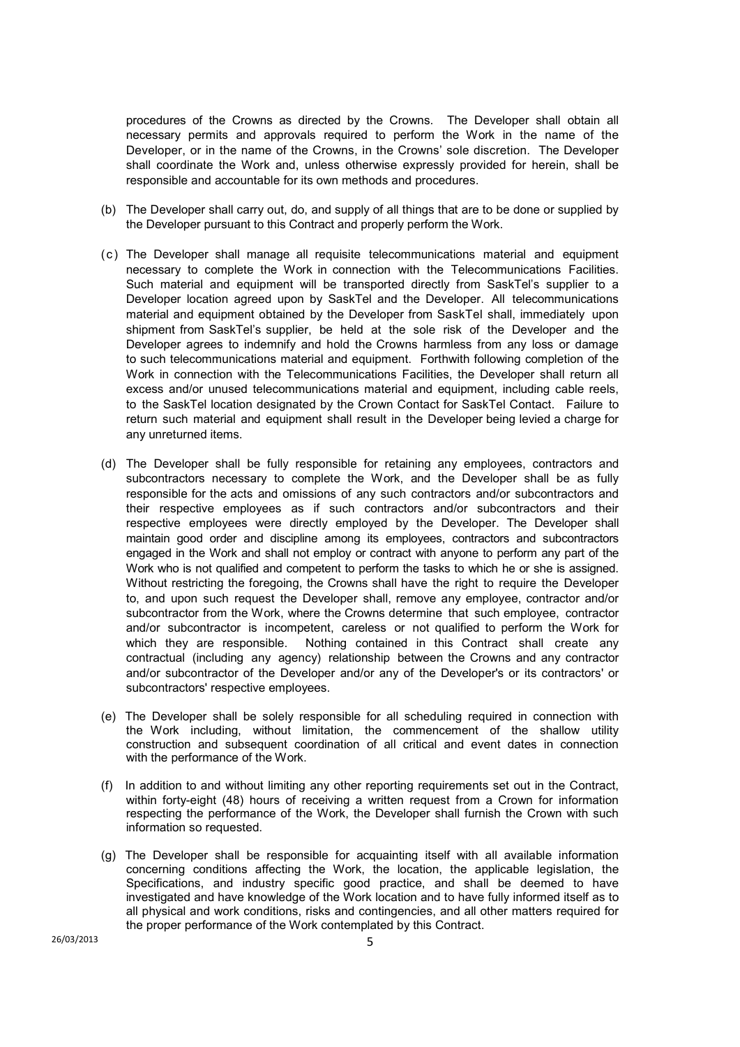procedures of the Crowns as directed by the Crowns. The Developer shall obtain all necessary permits and approvals required to perform the Work in the name of the Developer, or in the name of the Crowns, in the Crowns' sole discretion. The Developer shall coordinate the Work and, unless otherwise expressly provided for herein, shall be responsible and accountable for its own methods and procedures.

(b) The Developer shall carry out, do, and supply of all things that are to be done or supplied by the Developer pursuant to this Contract and properly perform the Work.

(c) The Developer shall manage all requisite telecommunications material and equipment necessary to complete the Work in connection with the Telecommunications Facilities. Such material and equipment will be transported directly from SaskTel's supplier to a Developer location agreed upon by SaskTel and the Developer. All telecommunications material and equipment obtained by the Developer from SaskTel shall, immediately upon shipment from SaskTel's supplier, be held at the sole risk of the Developer and the Developer agrees to indemnify and hold the Crowns harmless from any loss or damage to such telecommunications material and equipment. Forthwith following completion of the Work in connection with the Telecommunications Facilities, the Developer shall return all excess and/or unused telecommunications material and equipment, including cable reels, to the SaskTel location designated by the Crown Contact for SaskTel Contact. Failure to return such material and equipment shall result in the Developer being levied a charge for any unreturned items.

(d) The Developer shall be fully responsible for retaining any employees, contractors and subcontractors necessary to complete the Work, and the Developer shall be as fully responsible for the acts and omissions of any such contractors and/or subcontractors and their respective employees as if such contractors and/or subcontractors and their respective employees were directly employed by the Developer. The Developer shall maintain good order and discipline among its employees, contractors and subcontractors engaged in the Work and shall not employ or contract with anyone to perform any part of the Work who is not qualified and competent to perform the tasks to which he or she is assigned. Without restricting the foregoing, the Crowns shall have the right to require the Developer to, and upon such request the Developer shall, remove any employee, contractor and/or subcontractor from the Work, where the Crowns determine that such employee, contractor and/or subcontractor is incompetent, careless or not qualified to perform the Work for which they are responsible. Nothing contained in this Contract shall create any contractual (including any agency) relationship between the Crowns and any contractor and/or subcontractor of the Developer and/or any of the Developer's or its contractors' or subcontractors' respective employees.

(e) The Developer shall be solely responsible for all scheduling required in connection with the Work including, without limitation, the commencement of the shallow utility construction and subsequent coordination of all critical and event dates in connection with the performance of the Work.

(f) In addition to and without limiting any other reporting requirements set out in the Contract, within forty-eight (48) hours of receiving a written request from a Crown for information respecting the performance of the Work, the Developer shall furnish the Crown with such information so requested.

(g) The Developer shall be responsible for acquainting itself with all available information concerning conditions affecting the Work, the location, the applicable legislation, the Specifications, and industry specific good practice, and shall be deemed to have investigated and have knowledge of the Work location and to have fully informed itself as to all physical and work conditions, risks and contingencies, and all other matters required for the proper performance of the Work contemplated by this Contract.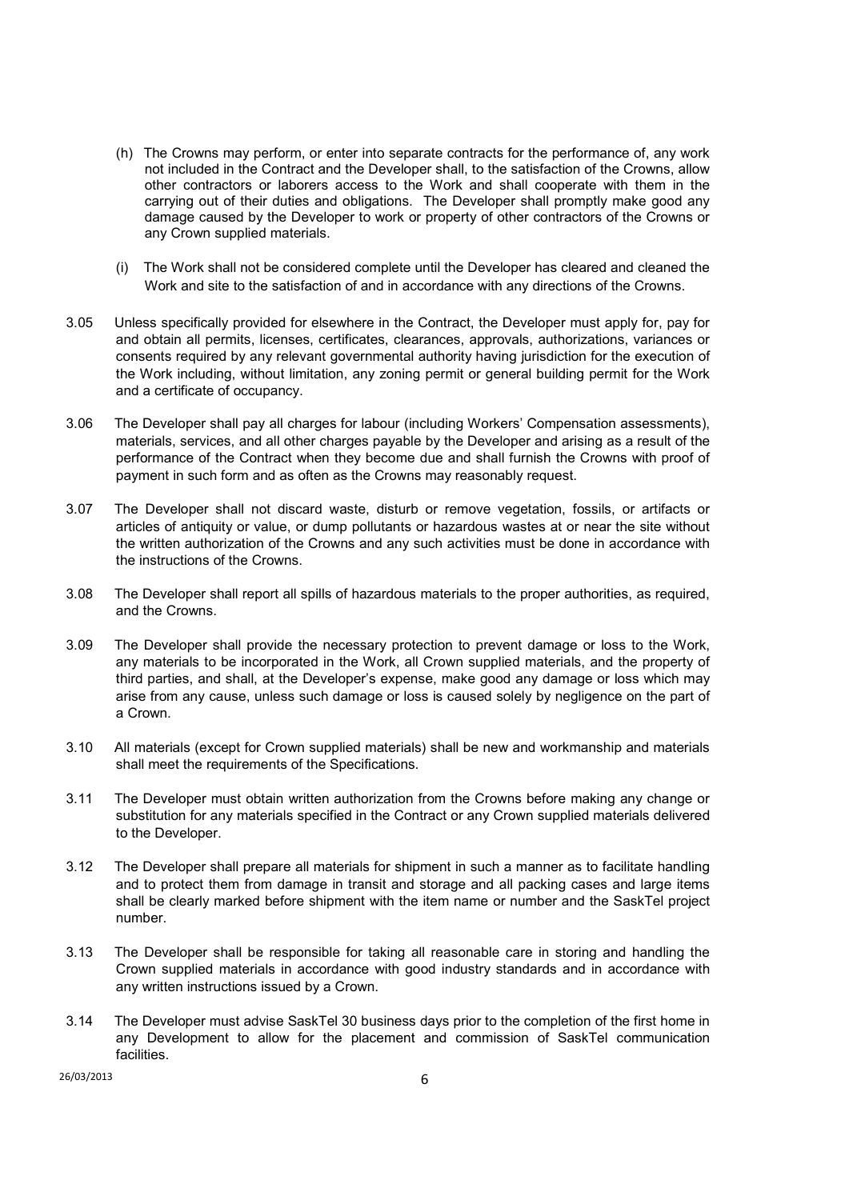(h) The Crowns may perform, or enter into separate contracts for the performance of, any work not included in the Contract and the Developer shall, to the satisfaction of the Crowns, allow other contractors or laborers access to the Work and shall cooperate with them in the carrying out of their duties and obligations. The Developer shall promptly make good any damage caused by the Developer to work or property of other contractors of the Crowns or any Crown supplied materials.

(i) The Work shall not be considered complete until the Developer has cleared and cleaned the Work and site to the satisfaction of and in accordance with any directions of the Crowns.

3.05 Unless specifically provided for elsewhere in the Contract, the Developer must apply for, pay for and obtain all permits, licenses, certificates, clearances, approvals, authorizations, variances or consents required by any relevant governmental authority having jurisdiction for the execution of the Work including, without limitation, any zoning permit or general building permit for the Work and a certificate of occupancy.

3.06 The Developer shall pay all charges for labour (including Workers' Compensation assessments), materials, services, and all other charges payable by the Developer and arising as a result of the performance of the Contract when they become due and shall furnish the Crowns with proof of payment in such form and as often as the Crowns may reasonably request.

3.07 The Developer shall not discard waste, disturb or remove vegetation, fossils, or artifacts or articles of antiquity or value, or dump pollutants or hazardous wastes at or near the site without the written authorization of the Crowns and any such activities must be done in accordance with the instructions of the Crowns.

3.08 The Developer shall report all spills of hazardous materials to the proper authorities, as required, and the Crowns.

3.09 The Developer shall provide the necessary protection to prevent damage or loss to the Work, any materials to be incorporated in the Work, all Crown supplied materials, and the property of third parties, and shall, at the Developer's expense, make good any damage or loss which may arise from any cause, unless such damage or loss is caused solely by negligence on the part of a Crown.

3.10 All materials (except for Crown supplied materials) shall be new and workmanship and materials shall meet the requirements of the Specifications.

3.11 The Developer must obtain written authorization from the Crowns before making any change or substitution for any materials specified in the Contract or any Crown supplied materials delivered to the Developer.

3.12 The Developer shall prepare all materials for shipment in such a manner as to facilitate handling and to protect them from damage in transit and storage and all packing cases and large items shall be clearly marked before shipment with the item name or number and the SaskTel project number.

3.13 The Developer shall be responsible for taking all reasonable care in storing and handling the Crown supplied materials in accordance with good industry standards and in accordance with any written instructions issued by a Crown.

3.14 The Developer must advise SaskTel 30 business days prior to the completion of the first home in any Development to allow for the placement and commission of SaskTel communication facilities.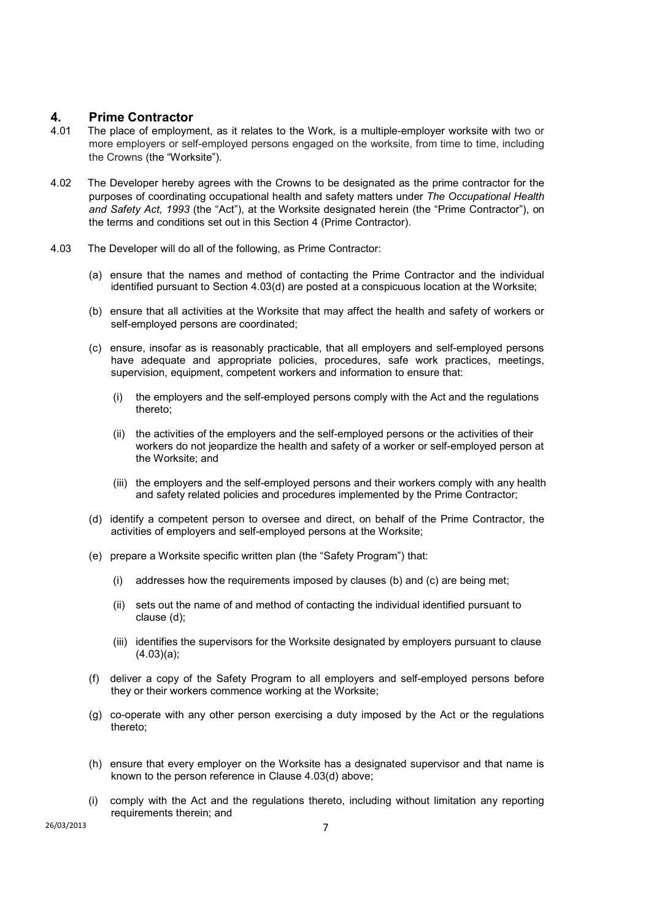# 4. Prime Contractor

4.01 The place of employment, as it relates to the Work, is a multiple-employer worksite with two or more employers or self-employed persons engaged on the worksite, from time to time, including the Crowns (the "Worksite").

4.02 The Developer hereby agrees with the Crowns to be designated as the prime contractor for the purposes of coordinating occupational health and safety matters under *The Occupational Health and Safety Act, 1993* (the "Act"), at the Worksite designated herein (the "Prime Contractor"), on the terms and conditions set out in this Section 4 (Prime Contractor).

4.03 The Developer will do all of the following, as Prime Contractor:

(a) ensure that the names and method of contacting the Prime Contractor and the individual identified pursuant to Section 4.03(d) are posted at a conspicuous location at the Worksite;

(b) ensure that all activities at the Worksite that may affect the health and safety of workers or self-employed persons are coordinated;

(c) ensure, insofar as is reasonably practicable, that all employers and self-employed persons have adequate and appropriate policies, procedures, safe work practices, meetings, supervision, equipment, competent workers and information to ensure that:

(i) the employers and the self-employed persons comply with the Act and the regulations thereto;

(ii) the activities of the employers and the self-employed persons or the activities of their workers do not jeopardize the health and safety of a worker or self-employed person at the Worksite; and

(iii) the employers and the self-employed persons and their workers comply with any health and safety related policies and procedures implemented by the Prime Contractor;

(d) identify a competent person to oversee and direct, on behalf of the Prime Contractor, the activities of employers and self-employed persons at the Worksite;

(e) prepare a Worksite specific written plan (the "Safety Program") that:

(i) addresses how the requirements imposed by clauses (b) and (c) are being met;

(ii) sets out the name of and method of contacting the individual identified pursuant to clause (d);

(iii) identifies the supervisors for the Worksite designated by employers pursuant to clause (4.03)(a);

(f) deliver a copy of the Safety Program to all employers and self-employed persons before they or their workers commence working at the Worksite;

(g) co-operate with any other person exercising a duty imposed by the Act or the regulations thereto;

(h) ensure that every employer on the Worksite has a designated supervisor and that name is known to the person reference in Clause 4.03(d) above;

(i) comply with the Act and the regulations thereto, including without limitation any reporting requirements therein; and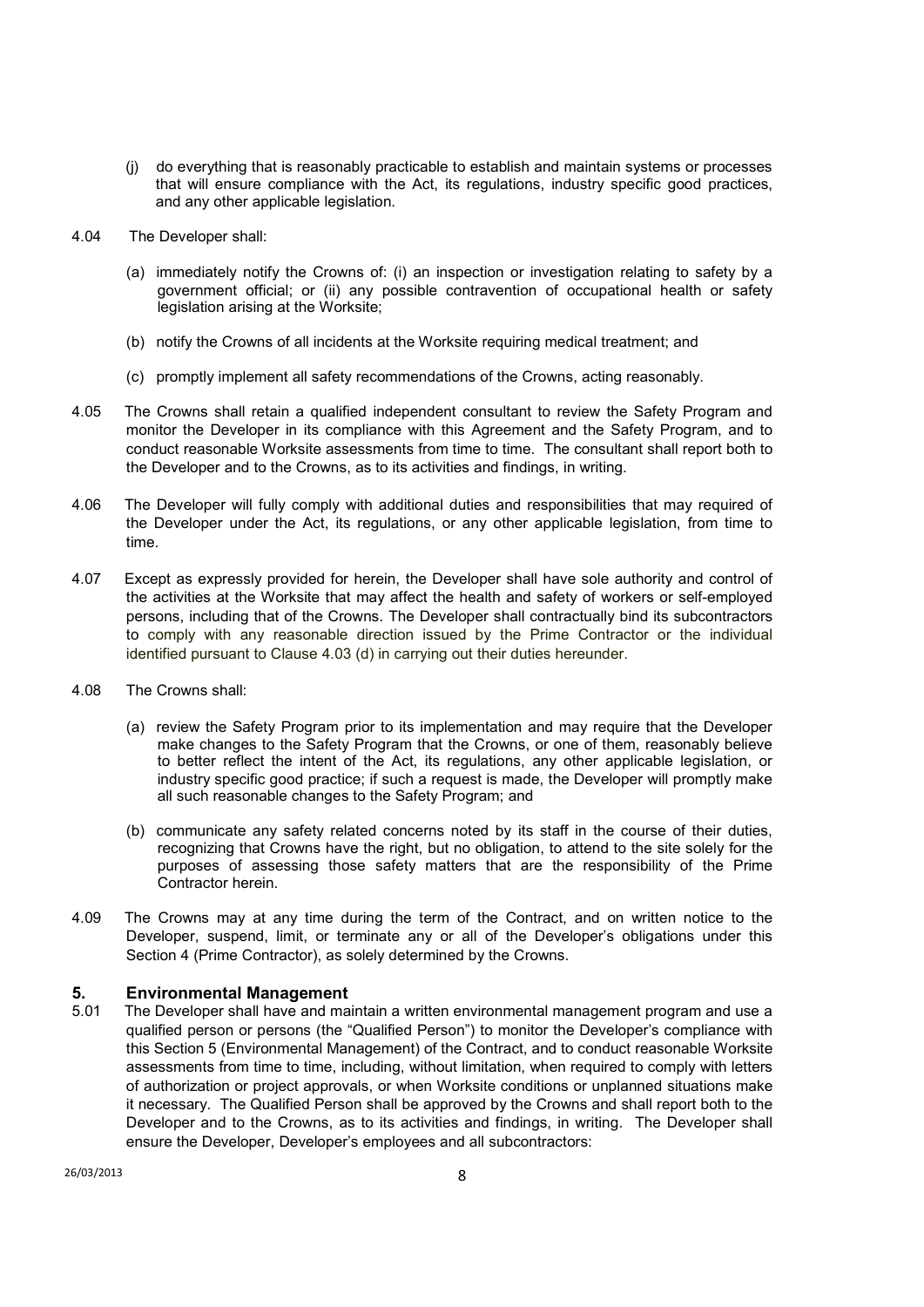(j) do everything that is reasonably practicable to establish and maintain systems or processes that will ensure compliance with the Act, its regulations, industry specific good practices, and any other applicable legislation.

4.04 The Developer shall:

(a) immediately notify the Crowns of: (i) an inspection or investigation relating to safety by a government official; or (ii) any possible contravention of occupational health or safety legislation arising at the Worksite;

(b) notify the Crowns of all incidents at the Worksite requiring medical treatment; and

(c) promptly implement all safety recommendations of the Crowns, acting reasonably.

4.05 The Crowns shall retain a qualified independent consultant to review the Safety Program and monitor the Developer in its compliance with this Agreement and the Safety Program, and to conduct reasonable Worksite assessments from time to time. The consultant shall report both to the Developer and to the Crowns, as to its activities and findings, in writing.

4.06 The Developer will fully comply with additional duties and responsibilities that may required of the Developer under the Act, its regulations, or any other applicable legislation, from time to time.

4.07 Except as expressly provided for herein, the Developer shall have sole authority and control of the activities at the Worksite that may affect the health and safety of workers or self-employed persons, including that of the Crowns. The Developer shall contractually bind its subcontractors to comply with any reasonable direction issued by the Prime Contractor or the individual identified pursuant to Clause 4.03 (d) in carrying out their duties hereunder.

4.08 The Crowns shall:

(a) review the Safety Program prior to its implementation and may require that the Developer make changes to the Safety Program that the Crowns, or one of them, reasonably believe to better reflect the intent of the Act, its regulations, any other applicable legislation, or industry specific good practice; if such a request is made, the Developer will promptly make all such reasonable changes to the Safety Program; and

(b) communicate any safety related concerns noted by its staff in the course of their duties, recognizing that Crowns have the right, but no obligation, to attend to the site solely for the purposes of assessing those safety matters that are the responsibility of the Prime Contractor herein.

4.09 The Crowns may at any time during the term of the Contract, and on written notice to the Developer, suspend, limit, or terminate any or all of the Developer's obligations under this Section 4 (Prime Contractor), as solely determined by the Crowns.

## 5. Environmental Management

5.01 The Developer shall have and maintain a written environmental management program and use a qualified person or persons (the "Qualified Person") to monitor the Developer's compliance with this Section 5 (Environmental Management) of the Contract, and to conduct reasonable Worksite assessments from time to time, including, without limitation, when required to comply with letters of authorization or project approvals, or when Worksite conditions or unplanned situations make it necessary. The Qualified Person shall be approved by the Crowns and shall report both to the Developer and to the Crowns, as to its activities and findings, in writing. The Developer shall ensure the Developer, Developer's employees and all subcontractors: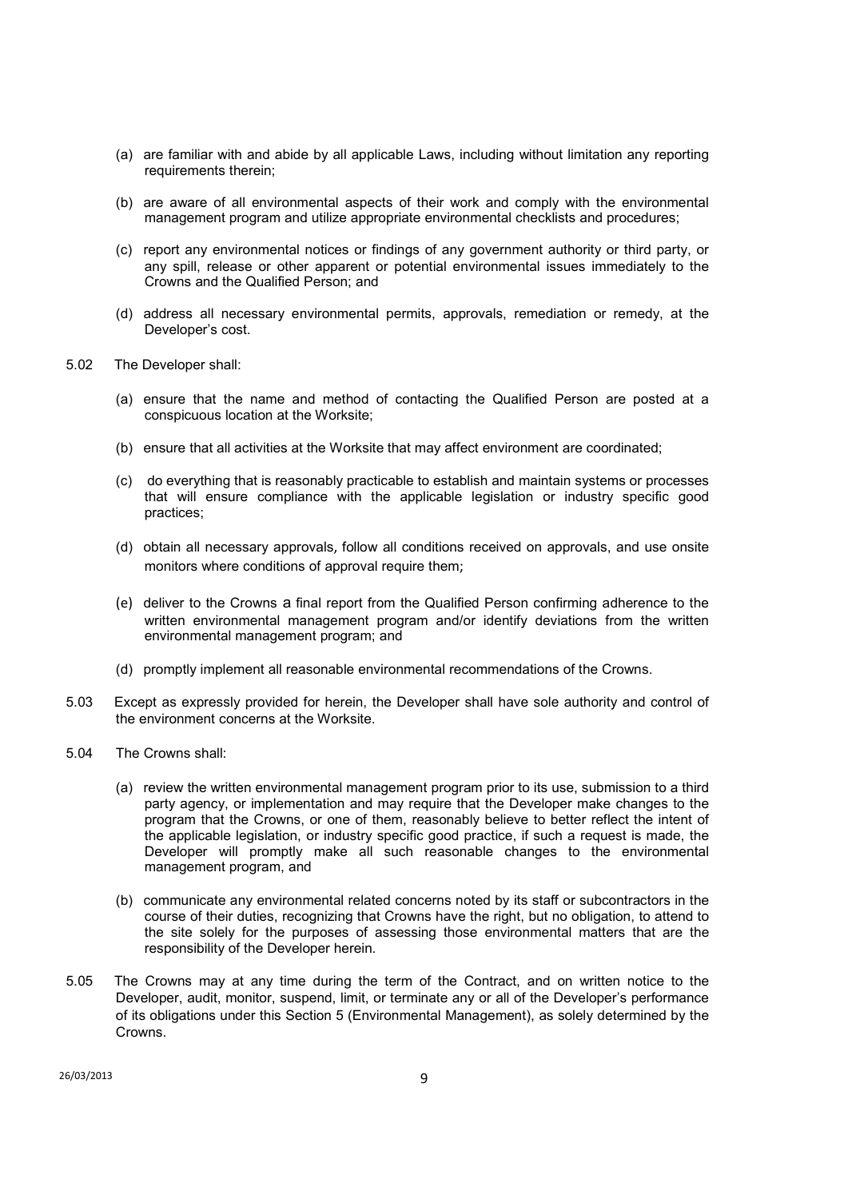(a) are familiar with and abide by all applicable Laws, including without limitation any reporting requirements therein;

(b) are aware of all environmental aspects of their work and comply with the environmental management program and utilize appropriate environmental checklists and procedures;

(c) report any environmental notices or findings of any government authority or third party, or any spill, release or other apparent or potential environmental issues immediately to the Crowns and the Qualified Person; and

(d) address all necessary environmental permits, approvals, remediation or remedy, at the Developer's cost.

5.02 The Developer shall:

(a) ensure that the name and method of contacting the Qualified Person are posted at a conspicuous location at the Worksite;

(b) ensure that all activities at the Worksite that may affect environment are coordinated;

(c) do everything that is reasonably practicable to establish and maintain systems or processes that will ensure compliance with the applicable legislation or industry specific good practices;

(d) obtain all necessary approvals, follow all conditions received on approvals, and use onsite monitors where conditions of approval require them;

(e) deliver to the Crowns a final report from the Qualified Person confirming adherence to the written environmental management program and/or identify deviations from the written environmental management program; and

(d) promptly implement all reasonable environmental recommendations of the Crowns.

5.03 Except as expressly provided for herein, the Developer shall have sole authority and control of the environment concerns at the Worksite.

5.04 The Crowns shall:

(a) review the written environmental management program prior to its use, submission to a third party agency, or implementation and may require that the Developer make changes to the program that the Crowns, or one of them, reasonably believe to better reflect the intent of the applicable legislation, or industry specific good practice, if such a request is made, the Developer will promptly make all such reasonable changes to the environmental management program, and

(b) communicate any environmental related concerns noted by its staff or subcontractors in the course of their duties, recognizing that Crowns have the right, but no obligation, to attend to the site solely for the purposes of assessing those environmental matters that are the responsibility of the Developer herein.

5.05 The Crowns may at any time during the term of the Contract, and on written notice to the Developer, audit, monitor, suspend, limit, or terminate any or all of the Developer's performance of its obligations under this Section 5 (Environmental Management), as solely determined by the Crowns.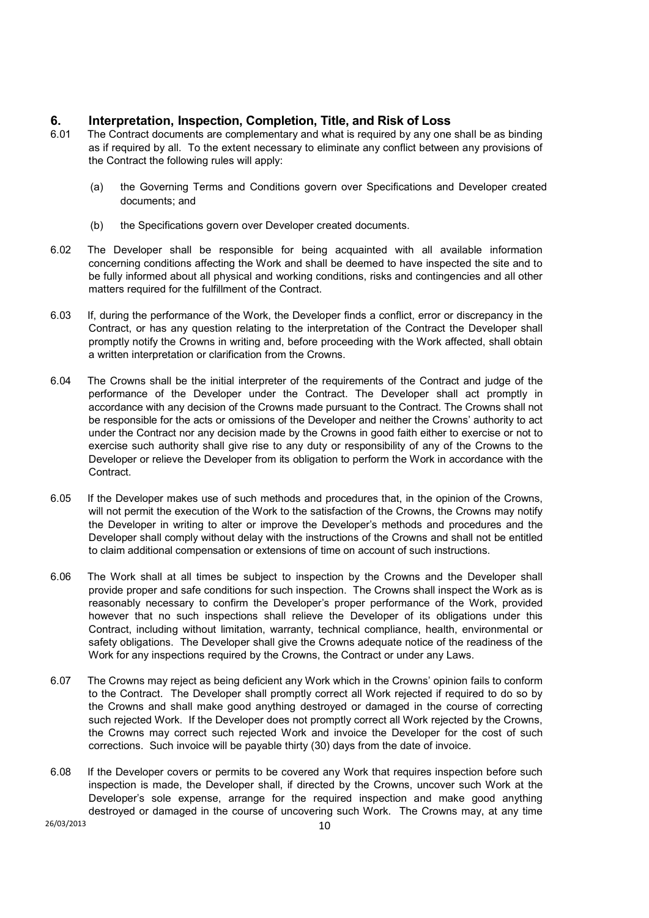## 6. Interpretation, Inspection, Completion, Title, and Risk of Loss

6.01 The Contract documents are complementary and what is required by any one shall be as binding as if required by all. To the extent necessary to eliminate any conflict between any provisions of the Contract the following rules will apply:

(a) the Governing Terms and Conditions govern over Specifications and Developer created documents; and

(b) the Specifications govern over Developer created documents.

6.02 The Developer shall be responsible for being acquainted with all available information concerning conditions affecting the Work and shall be deemed to have inspected the site and to be fully informed about all physical and working conditions, risks and contingencies and all other matters required for the fulfillment of the Contract.

6.03 If, during the performance of the Work, the Developer finds a conflict, error or discrepancy in the Contract, or has any question relating to the interpretation of the Contract the Developer shall promptly notify the Crowns in writing and, before proceeding with the Work affected, shall obtain a written interpretation or clarification from the Crowns.

6.04 The Crowns shall be the initial interpreter of the requirements of the Contract and judge of the performance of the Developer under the Contract. The Developer shall act promptly in accordance with any decision of the Crowns made pursuant to the Contract. The Crowns shall not be responsible for the acts or omissions of the Developer and neither the Crowns' authority to act under the Contract nor any decision made by the Crowns in good faith either to exercise or not to exercise such authority shall give rise to any duty or responsibility of any of the Crowns to the Developer or relieve the Developer from its obligation to perform the Work in accordance with the Contract.

6.05 If the Developer makes use of such methods and procedures that, in the opinion of the Crowns, will not permit the execution of the Work to the satisfaction of the Crowns, the Crowns may notify the Developer in writing to alter or improve the Developer's methods and procedures and the Developer shall comply without delay with the instructions of the Crowns and shall not be entitled to claim additional compensation or extensions of time on account of such instructions.

6.06 The Work shall at all times be subject to inspection by the Crowns and the Developer shall provide proper and safe conditions for such inspection. The Crowns shall inspect the Work as is reasonably necessary to confirm the Developer's proper performance of the Work, provided however that no such inspections shall relieve the Developer of its obligations under this Contract, including without limitation, warranty, technical compliance, health, environmental or safety obligations. The Developer shall give the Crowns adequate notice of the readiness of the Work for any inspections required by the Crowns, the Contract or under any Laws.

6.07 The Crowns may reject as being deficient any Work which in the Crowns' opinion fails to conform to the Contract. The Developer shall promptly correct all Work rejected if required to do so by the Crowns and shall make good anything destroyed or damaged in the course of correcting such rejected Work. If the Developer does not promptly correct all Work rejected by the Crowns, the Crowns may correct such rejected Work and invoice the Developer for the cost of such corrections. Such invoice will be payable thirty (30) days from the date of invoice.

6.08 If the Developer covers or permits to be covered any Work that requires inspection before such inspection is made, the Developer shall, if directed by the Crowns, uncover such Work at the Developer's sole expense, arrange for the required inspection and make good anything destroyed or damaged in the course of uncovering such Work. The Crowns may, at any time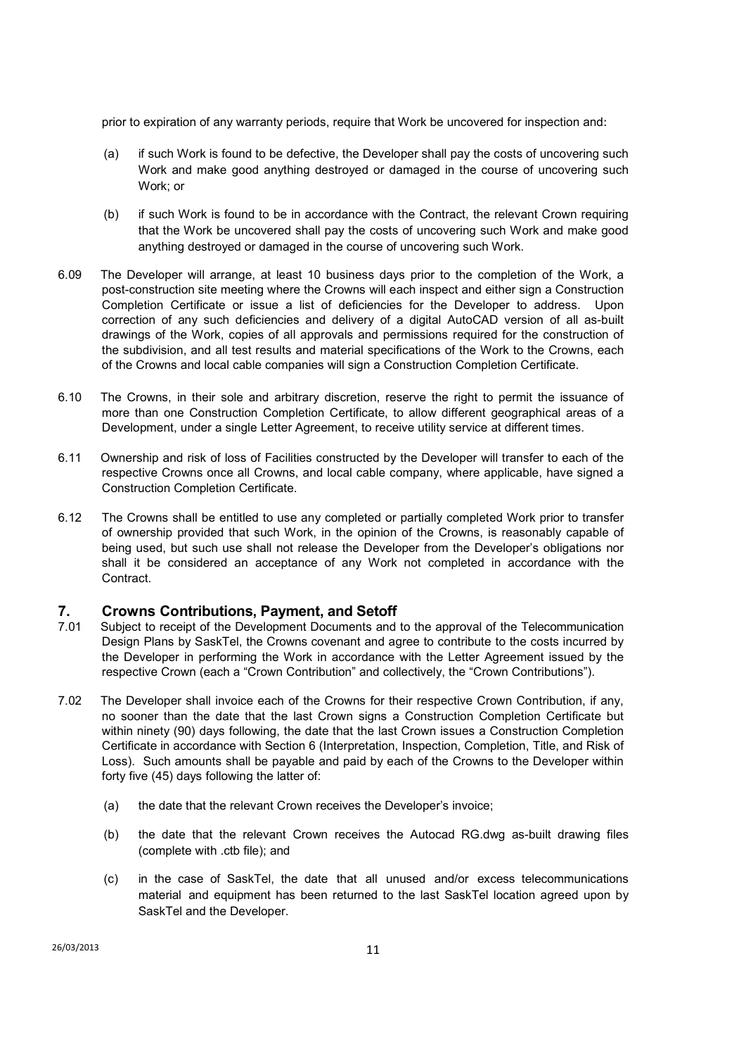prior to expiration of any warranty periods, require that Work be uncovered for inspection and:

(a) if such Work is found to be defective, the Developer shall pay the costs of uncovering such Work and make good anything destroyed or damaged in the course of uncovering such Work; or

(b) if such Work is found to be in accordance with the Contract, the relevant Crown requiring that the Work be uncovered shall pay the costs of uncovering such Work and make good anything destroyed or damaged in the course of uncovering such Work.

6.09 The Developer will arrange, at least 10 business days prior to the completion of the Work, a post-construction site meeting where the Crowns will each inspect and either sign a Construction Completion Certificate or issue a list of deficiencies for the Developer to address. Upon correction of any such deficiencies and delivery of a digital AutoCAD version of all as-built drawings of the Work, copies of all approvals and permissions required for the construction of the subdivision, and all test results and material specifications of the Work to the Crowns, each of the Crowns and local cable companies will sign a Construction Completion Certificate.

6.10 The Crowns, in their sole and arbitrary discretion, reserve the right to permit the issuance of more than one Construction Completion Certificate, to allow different geographical areas of a Development, under a single Letter Agreement, to receive utility service at different times.

6.11 Ownership and risk of loss of Facilities constructed by the Developer will transfer to each of the respective Crowns once all Crowns, and local cable company, where applicable, have signed a Construction Completion Certificate.

6.12 The Crowns shall be entitled to use any completed or partially completed Work prior to transfer of ownership provided that such Work, in the opinion of the Crowns, is reasonably capable of being used, but such use shall not release the Developer from the Developer's obligations nor shall it be considered an acceptance of any Work not completed in accordance with the Contract.

## 7. Crowns Contributions, Payment, and Setoff

7.01 Subject to receipt of the Development Documents and to the approval of the Telecommunication Design Plans by SaskTel, the Crowns covenant and agree to contribute to the costs incurred by the Developer in performing the Work in accordance with the Letter Agreement issued by the respective Crown (each a "Crown Contribution" and collectively, the "Crown Contributions").

7.02 The Developer shall invoice each of the Crowns for their respective Crown Contribution, if any, no sooner than the date that the last Crown signs a Construction Completion Certificate but within ninety (90) days following, the date that the last Crown issues a Construction Completion Certificate in accordance with Section 6 (Interpretation, Inspection, Completion, Title, and Risk of Loss). Such amounts shall be payable and paid by each of the Crowns to the Developer within forty five (45) days following the latter of:

(a) the date that the relevant Crown receives the Developer's invoice;

(b) the date that the relevant Crown receives the Autocad RG.dwg as-built drawing files (complete with .ctb file); and

(c) in the case of SaskTel, the date that all unused and/or excess telecommunications material and equipment has been returned to the last SaskTel location agreed upon by SaskTel and the Developer.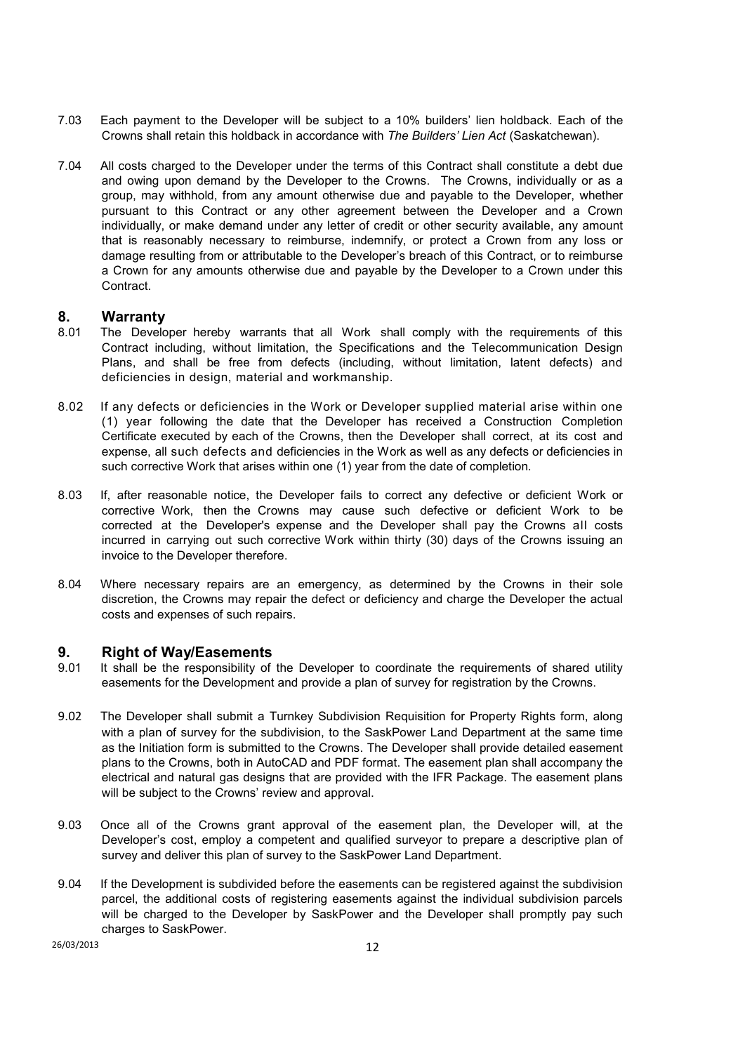7.03 Each payment to the Developer will be subject to a 10% builders' lien holdback. Each of the Crowns shall retain this holdback in accordance with *The Builders' Lien Act* (Saskatchewan).

7.04 All costs charged to the Developer under the terms of this Contract shall constitute a debt due and owing upon demand by the Developer to the Crowns. The Crowns, individually or as a group, may withhold, from any amount otherwise due and payable to the Developer, whether pursuant to this Contract or any other agreement between the Developer and a Crown individually, or make demand under any letter of credit or other security available, any amount that is reasonably necessary to reimburse, indemnify, or protect a Crown from any loss or damage resulting from or attributable to the Developer's breach of this Contract, or to reimburse a Crown for any amounts otherwise due and payable by the Developer to a Crown under this Contract.

## 8. Warranty

8.01 The Developer hereby warrants that all Work shall comply with the requirements of this Contract including, without limitation, the Specifications and the Telecommunication Design Plans, and shall be free from defects (including, without limitation, latent defects) and deficiencies in design, material and workmanship.

8.02 If any defects or deficiencies in the Work or Developer supplied material arise within one (1) year following the date that the Developer has received a Construction Completion Certificate executed by each of the Crowns, then the Developer shall correct, at its cost and expense, all such defects and deficiencies in the Work as well as any defects or deficiencies in such corrective Work that arises within one (1) year from the date of completion.

8.03 If, after reasonable notice, the Developer fails to correct any defective or deficient Work or corrective Work, then the Crowns may cause such defective or deficient Work to be corrected at the Developer's expense and the Developer shall pay the Crowns all costs incurred in carrying out such corrective Work within thirty (30) days of the Crowns issuing an invoice to the Developer therefore.

8.04 Where necessary repairs are an emergency, as determined by the Crowns in their sole discretion, the Crowns may repair the defect or deficiency and charge the Developer the actual costs and expenses of such repairs.

## 9. Right of Way/Easements

9.01 It shall be the responsibility of the Developer to coordinate the requirements of shared utility easements for the Development and provide a plan of survey for registration by the Crowns.

9.02 The Developer shall submit a Turnkey Subdivision Requisition for Property Rights form, along with a plan of survey for the subdivision, to the SaskPower Land Department at the same time as the Initiation form is submitted to the Crowns. The Developer shall provide detailed easement plans to the Crowns, both in AutoCAD and PDF format. The easement plan shall accompany the electrical and natural gas designs that are provided with the IFR Package. The easement plans will be subject to the Crowns' review and approval.

9.03 Once all of the Crowns grant approval of the easement plan, the Developer will, at the Developer's cost, employ a competent and qualified surveyor to prepare a descriptive plan of survey and deliver this plan of survey to the SaskPower Land Department.

9.04 If the Development is subdivided before the easements can be registered against the subdivision parcel, the additional costs of registering easements against the individual subdivision parcels will be charged to the Developer by SaskPower and the Developer shall promptly pay such charges to SaskPower.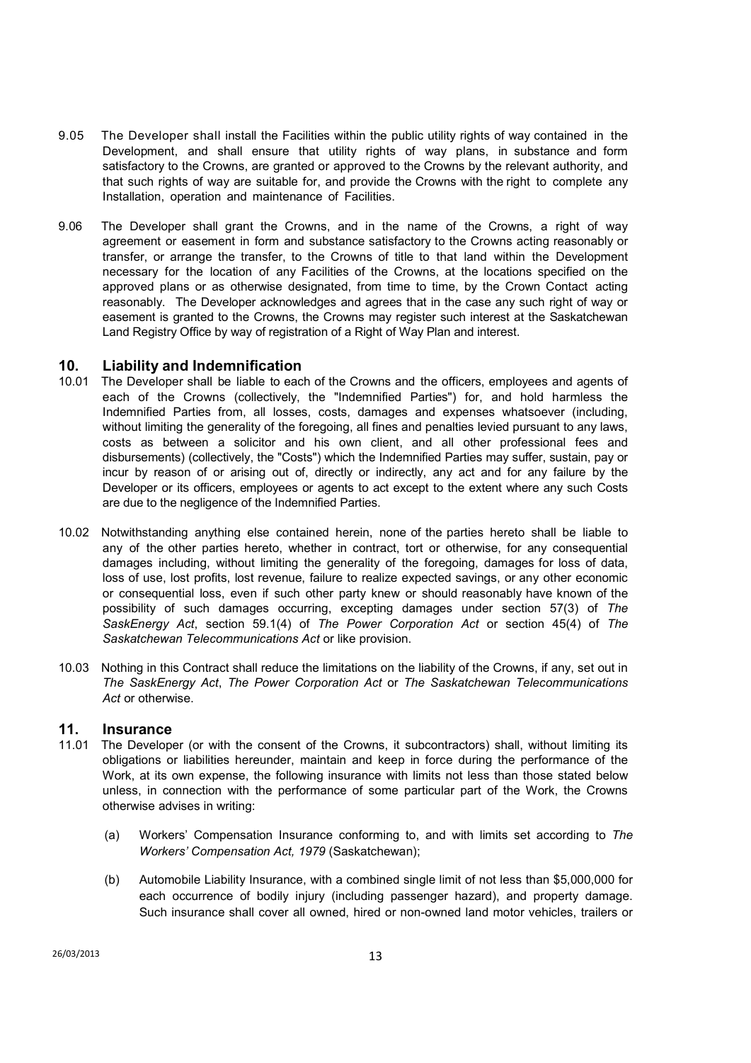9.05 The Developer shall install the Facilities within the public utility rights of way contained in the Development, and shall ensure that utility rights of way plans, in substance and form satisfactory to the Crowns, are granted or approved to the Crowns by the relevant authority, and that such rights of way are suitable for, and provide the Crowns with the right to complete any Installation, operation and maintenance of Facilities.

9.06 The Developer shall grant the Crowns, and in the name of the Crowns, a right of way agreement or easement in form and substance satisfactory to the Crowns acting reasonably or transfer, or arrange the transfer, to the Crowns of title to that land within the Development necessary for the location of any Facilities of the Crowns, at the locations specified on the approved plans or as otherwise designated, from time to time, by the Crown Contact acting reasonably. The Developer acknowledges and agrees that in the case any such right of way or easement is granted to the Crowns, the Crowns may register such interest at the Saskatchewan Land Registry Office by way of registration of a Right of Way Plan and interest.

## 10. Liability and Indemnification

10.01 The Developer shall be liable to each of the Crowns and the officers, employees and agents of each of the Crowns (collectively, the "Indemnified Parties") for, and hold harmless the Indemnified Parties from, all losses, costs, damages and expenses whatsoever (including, without limiting the generality of the foregoing, all fines and penalties levied pursuant to any laws, costs as between a solicitor and his own client, and all other professional fees and disbursements) (collectively, the "Costs") which the Indemnified Parties may suffer, sustain, pay or incur by reason of or arising out of, directly or indirectly, any act and for any failure by the Developer or its officers, employees or agents to act except to the extent where any such Costs are due to the negligence of the Indemnified Parties.

10.02 Notwithstanding anything else contained herein, none of the parties hereto shall be liable to any of the other parties hereto, whether in contract, tort or otherwise, for any consequential damages including, without limiting the generality of the foregoing, damages for loss of data, loss of use, lost profits, lost revenue, failure to realize expected savings, or any other economic or consequential loss, even if such other party knew or should reasonably have known of the possibility of such damages occurring, excepting damages under section 57(3) of *The SaskEnergy Act*, section 59.1(4) of *The Power Corporation Act* or section 45(4) of *The Saskatchewan Telecommunications Act* or like provision.

10.03 Nothing in this Contract shall reduce the limitations on the liability of the Crowns, if any, set out in *The SaskEnergy Act*, *The Power Corporation Act* or *The Saskatchewan Telecommunications Act* or otherwise.

## 11. Insurance

11.01 The Developer (or with the consent of the Crowns, it subcontractors) shall, without limiting its obligations or liabilities hereunder, maintain and keep in force during the performance of the Work, at its own expense, the following insurance with limits not less than those stated below unless, in connection with the performance of some particular part of the Work, the Crowns otherwise advises in writing:

(a) Workers' Compensation Insurance conforming to, and with limits set according to *The Workers' Compensation Act, 1979* (Saskatchewan);

(b) Automobile Liability Insurance, with a combined single limit of not less than $5,000,000 for each occurrence of bodily injury (including passenger hazard), and property damage. Such insurance shall cover all owned, hired or non-owned land motor vehicles, trailers or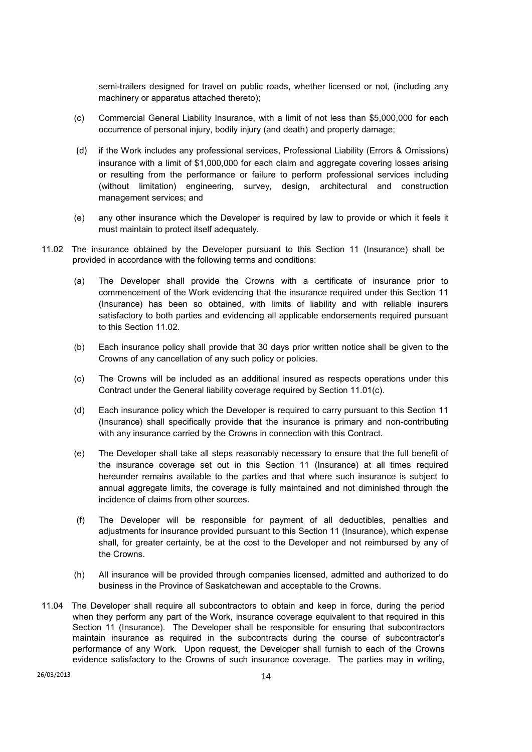semi-trailers designed for travel on public roads, whether licensed or not, (including any machinery or apparatus attached thereto);

(c) Commercial General Liability Insurance, with a limit of not less than $5,000,000 for each occurrence of personal injury, bodily injury (and death) and property damage;

(d) if the Work includes any professional services, Professional Liability (Errors & Omissions) insurance with a limit of $1,000,000 for each claim and aggregate covering losses arising or resulting from the performance or failure to perform professional services including (without limitation) engineering, survey, design, architectural and construction management services; and

(e) any other insurance which the Developer is required by law to provide or which it feels it must maintain to protect itself adequately.

11.02 The insurance obtained by the Developer pursuant to this Section 11 (Insurance) shall be provided in accordance with the following terms and conditions:

(a) The Developer shall provide the Crowns with a certificate of insurance prior to commencement of the Work evidencing that the insurance required under this Section 11 (Insurance) has been so obtained, with limits of liability and with reliable insurers satisfactory to both parties and evidencing all applicable endorsements required pursuant to this Section 11.02.

(b) Each insurance policy shall provide that 30 days prior written notice shall be given to the Crowns of any cancellation of any such policy or policies.

(c) The Crowns will be included as an additional insured as respects operations under this Contract under the General liability coverage required by Section 11.01(c).

(d) Each insurance policy which the Developer is required to carry pursuant to this Section 11 (Insurance) shall specifically provide that the insurance is primary and non-contributing with any insurance carried by the Crowns in connection with this Contract.

(e) The Developer shall take all steps reasonably necessary to ensure that the full benefit of the insurance coverage set out in this Section 11 (Insurance) at all times required hereunder remains available to the parties and that where such insurance is subject to annual aggregate limits, the coverage is fully maintained and not diminished through the incidence of claims from other sources.

(f) The Developer will be responsible for payment of all deductibles, penalties and adjustments for insurance provided pursuant to this Section 11 (Insurance), which expense shall, for greater certainty, be at the cost to the Developer and not reimbursed by any of the Crowns.

(h) All insurance will be provided through companies licensed, admitted and authorized to do business in the Province of Saskatchewan and acceptable to the Crowns.

11.04 The Developer shall require all subcontractors to obtain and keep in force, during the period when they perform any part of the Work, insurance coverage equivalent to that required in this Section 11 (Insurance). The Developer shall be responsible for ensuring that subcontractors maintain insurance as required in the subcontracts during the course of subcontractor's performance of any Work. Upon request, the Developer shall furnish to each of the Crowns evidence satisfactory to the Crowns of such insurance coverage. The parties may in writing,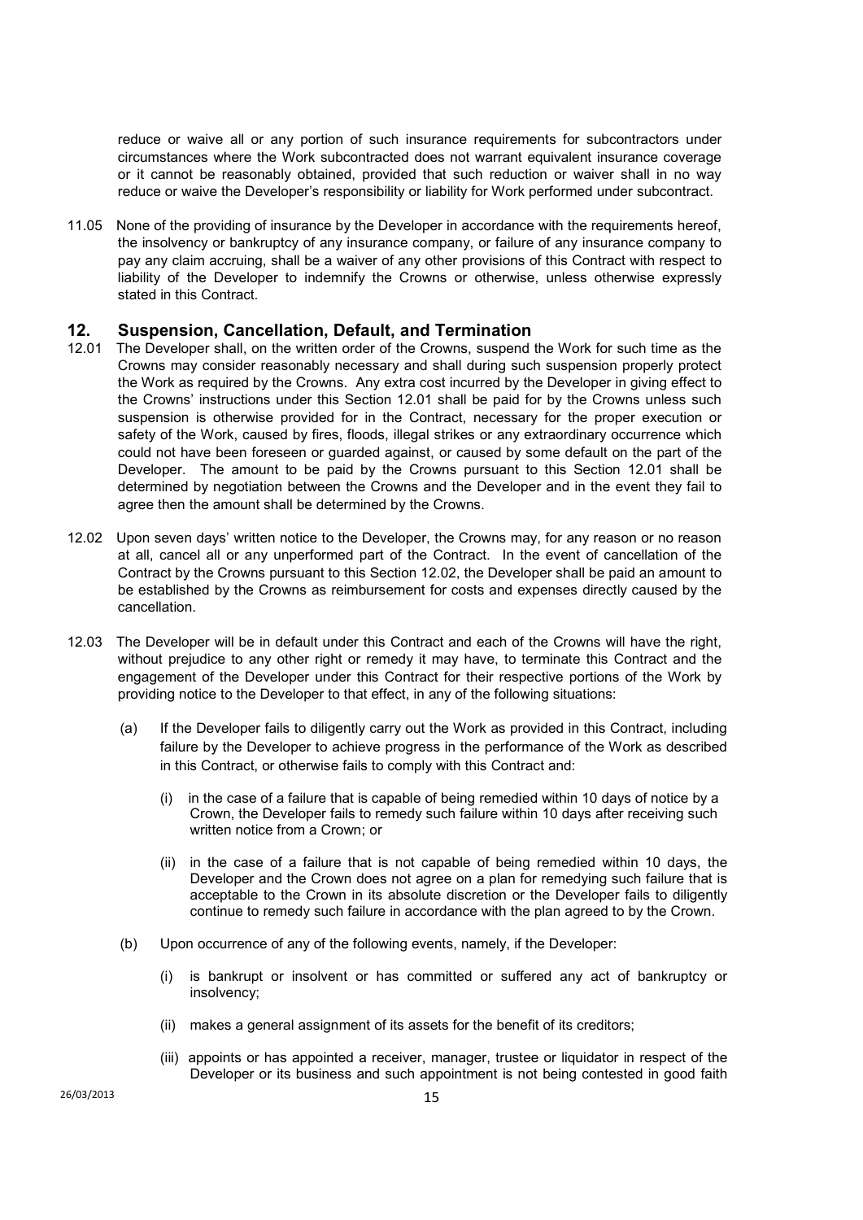reduce or waive all or any portion of such insurance requirements for subcontractors under circumstances where the Work subcontracted does not warrant equivalent insurance coverage or it cannot be reasonably obtained, provided that such reduction or waiver shall in no way reduce or waive the Developer's responsibility or liability for Work performed under subcontract.

11.05 None of the providing of insurance by the Developer in accordance with the requirements hereof, the insolvency or bankruptcy of any insurance company, or failure of any insurance company to pay any claim accruing, shall be a waiver of any other provisions of this Contract with respect to liability of the Developer to indemnify the Crowns or otherwise, unless otherwise expressly stated in this Contract.

## 12. Suspension, Cancellation, Default, and Termination

12.01 The Developer shall, on the written order of the Crowns, suspend the Work for such time as the Crowns may consider reasonably necessary and shall during such suspension properly protect the Work as required by the Crowns. Any extra cost incurred by the Developer in giving effect to the Crowns' instructions under this Section 12.01 shall be paid for by the Crowns unless such suspension is otherwise provided for in the Contract, necessary for the proper execution or safety of the Work, caused by fires, floods, illegal strikes or any extraordinary occurrence which could not have been foreseen or guarded against, or caused by some default on the part of the Developer. The amount to be paid by the Crowns pursuant to this Section 12.01 shall be determined by negotiation between the Crowns and the Developer and in the event they fail to agree then the amount shall be determined by the Crowns.

12.02 Upon seven days' written notice to the Developer, the Crowns may, for any reason or no reason at all, cancel all or any unperformed part of the Contract. In the event of cancellation of the Contract by the Crowns pursuant to this Section 12.02, the Developer shall be paid an amount to be established by the Crowns as reimbursement for costs and expenses directly caused by the cancellation.

12.03 The Developer will be in default under this Contract and each of the Crowns will have the right, without prejudice to any other right or remedy it may have, to terminate this Contract and the engagement of the Developer under this Contract for their respective portions of the Work by providing notice to the Developer to that effect, in any of the following situations:

(a) If the Developer fails to diligently carry out the Work as provided in this Contract, including failure by the Developer to achieve progress in the performance of the Work as described in this Contract, or otherwise fails to comply with this Contract and:

(i) in the case of a failure that is capable of being remedied within 10 days of notice by a Crown, the Developer fails to remedy such failure within 10 days after receiving such written notice from a Crown; or

(ii) in the case of a failure that is not capable of being remedied within 10 days, the Developer and the Crown does not agree on a plan for remedying such failure that is acceptable to the Crown in its absolute discretion or the Developer fails to diligently continue to remedy such failure in accordance with the plan agreed to by the Crown.

(b) Upon occurrence of any of the following events, namely, if the Developer:

(i) is bankrupt or insolvent or has committed or suffered any act of bankruptcy or insolvency;

(ii) makes a general assignment of its assets for the benefit of its creditors;

(iii) appoints or has appointed a receiver, manager, trustee or liquidator in respect of the Developer or its business and such appointment is not being contested in good faith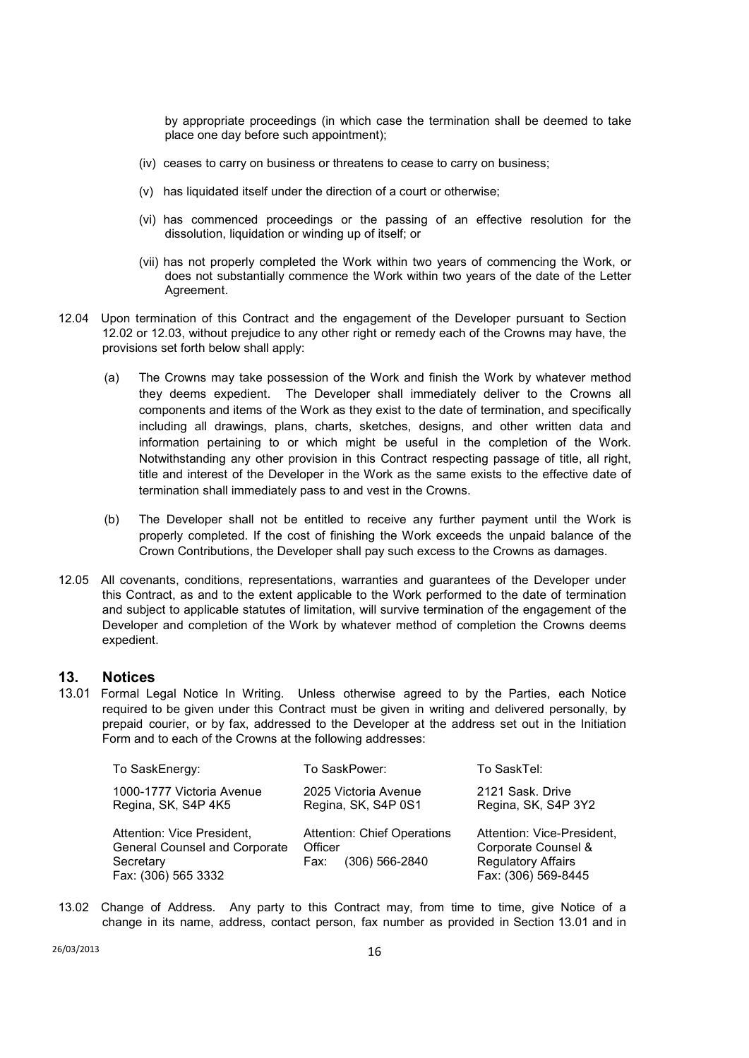by appropriate proceedings (in which case the termination shall be deemed to take place one day before such appointment);

(iv) ceases to carry on business or threatens to cease to carry on business;

(v) has liquidated itself under the direction of a court or otherwise;

(vi) has commenced proceedings or the passing of an effective resolution for the dissolution, liquidation or winding up of itself; or

(vii) has not properly completed the Work within two years of commencing the Work, or does not substantially commence the Work within two years of the date of the Letter Agreement.

12.04 Upon termination of this Contract and the engagement of the Developer pursuant to Section 12.02 or 12.03, without prejudice to any other right or remedy each of the Crowns may have, the provisions set forth below shall apply:

(a) The Crowns may take possession of the Work and finish the Work by whatever method they deems expedient. The Developer shall immediately deliver to the Crowns all components and items of the Work as they exist to the date of termination, and specifically including all drawings, plans, charts, sketches, designs, and other written data and information pertaining to or which might be useful in the completion of the Work. Notwithstanding any other provision in this Contract respecting passage of title, all right, title and interest of the Developer in the Work as the same exists to the effective date of termination shall immediately pass to and vest in the Crowns.

(b) The Developer shall not be entitled to receive any further payment until the Work is properly completed. If the cost of finishing the Work exceeds the unpaid balance of the Crown Contributions, the Developer shall pay such excess to the Crowns as damages.

12.05 All covenants, conditions, representations, warranties and guarantees of the Developer under this Contract, as and to the extent applicable to the Work performed to the date of termination and subject to applicable statutes of limitation, will survive termination of the engagement of the Developer and completion of the Work by whatever method of completion the Crowns deems expedient.

## 13. Notices

13.01 Formal Legal Notice In Writing. Unless otherwise agreed to by the Parties, each Notice required to be given under this Contract must be given in writing and delivered personally, by prepaid courier, or by fax, addressed to the Developer at the address set out in the Initiation Form and to each of the Crowns at the following addresses:

| To SaskEnergy: | To SaskPower: | To SaskTel: |
|---|---|---|
| 1000-1777 Victoria Avenue<br>Regina, SK, S4P 4K5 | 2025 Victoria Avenue<br>Regina, SK, S4P 0S1 | 2121 Sask. Drive<br>Regina, SK, S4P 3Y2 |
| Attention: Vice President, General Counsel and Corporate Secretary<br>Fax: (306) 565 3332 | Attention: Chief Operations Officer<br>Fax: (306) 566-2840 | Attention: Vice-President, Corporate Counsel & Regulatory Affairs<br>Fax: (306) 569-8445 |

13.02 Change of Address. Any party to this Contract may, from time to time, give Notice of a change in its name, address, contact person, fax number as provided in Section 13.01 and in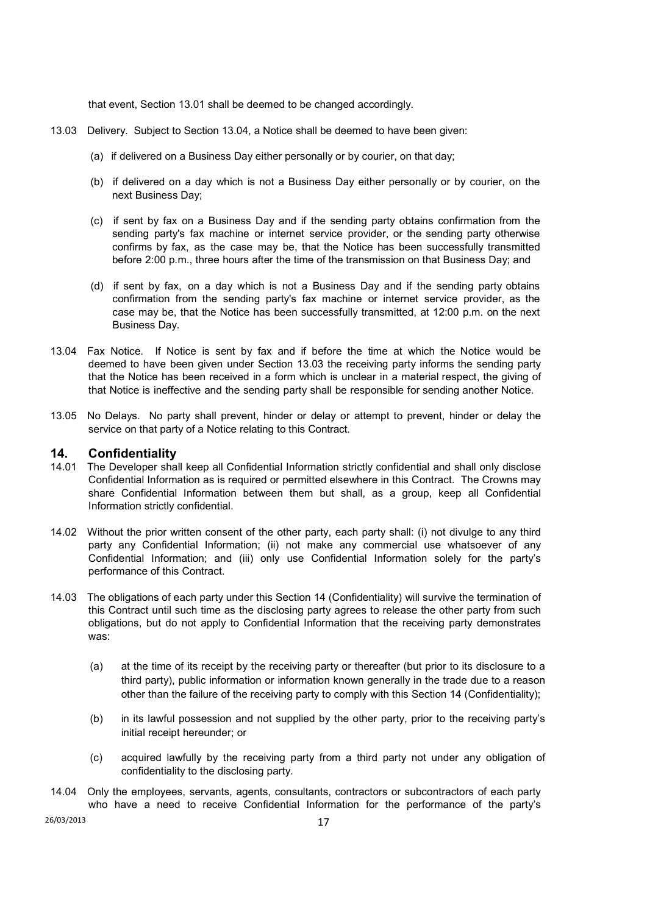that event, Section 13.01 shall be deemed to be changed accordingly.

13.03 Delivery. Subject to Section 13.04, a Notice shall be deemed to have been given:

(a) if delivered on a Business Day either personally or by courier, on that day;

(b) if delivered on a day which is not a Business Day either personally or by courier, on the next Business Day;

(c) if sent by fax on a Business Day and if the sending party obtains confirmation from the sending party's fax machine or internet service provider, or the sending party otherwise confirms by fax, as the case may be, that the Notice has been successfully transmitted before 2:00 p.m., three hours after the time of the transmission on that Business Day; and

(d) if sent by fax, on a day which is not a Business Day and if the sending party obtains confirmation from the sending party's fax machine or internet service provider, as the case may be, that the Notice has been successfully transmitted, at 12:00 p.m. on the next Business Day.

13.04 Fax Notice. If Notice is sent by fax and if before the time at which the Notice would be deemed to have been given under Section 13.03 the receiving party informs the sending party that the Notice has been received in a form which is unclear in a material respect, the giving of that Notice is ineffective and the sending party shall be responsible for sending another Notice.

13.05 No Delays. No party shall prevent, hinder or delay or attempt to prevent, hinder or delay the service on that party of a Notice relating to this Contract.

## 14. Confidentiality

14.01 The Developer shall keep all Confidential Information strictly confidential and shall only disclose Confidential Information as is required or permitted elsewhere in this Contract. The Crowns may share Confidential Information between them but shall, as a group, keep all Confidential Information strictly confidential.

14.02 Without the prior written consent of the other party, each party shall: (i) not divulge to any third party any Confidential Information; (ii) not make any commercial use whatsoever of any Confidential Information; and (iii) only use Confidential Information solely for the party's performance of this Contract.

14.03 The obligations of each party under this Section 14 (Confidentiality) will survive the termination of this Contract until such time as the disclosing party agrees to release the other party from such obligations, but do not apply to Confidential Information that the receiving party demonstrates was:

(a) at the time of its receipt by the receiving party or thereafter (but prior to its disclosure to a third party), public information or information known generally in the trade due to a reason other than the failure of the receiving party to comply with this Section 14 (Confidentiality);

(b) in its lawful possession and not supplied by the other party, prior to the receiving party's initial receipt hereunder; or

(c) acquired lawfully by the receiving party from a third party not under any obligation of confidentiality to the disclosing party.

14.04 Only the employees, servants, agents, consultants, contractors or subcontractors of each party who have a need to receive Confidential Information for the performance of the party's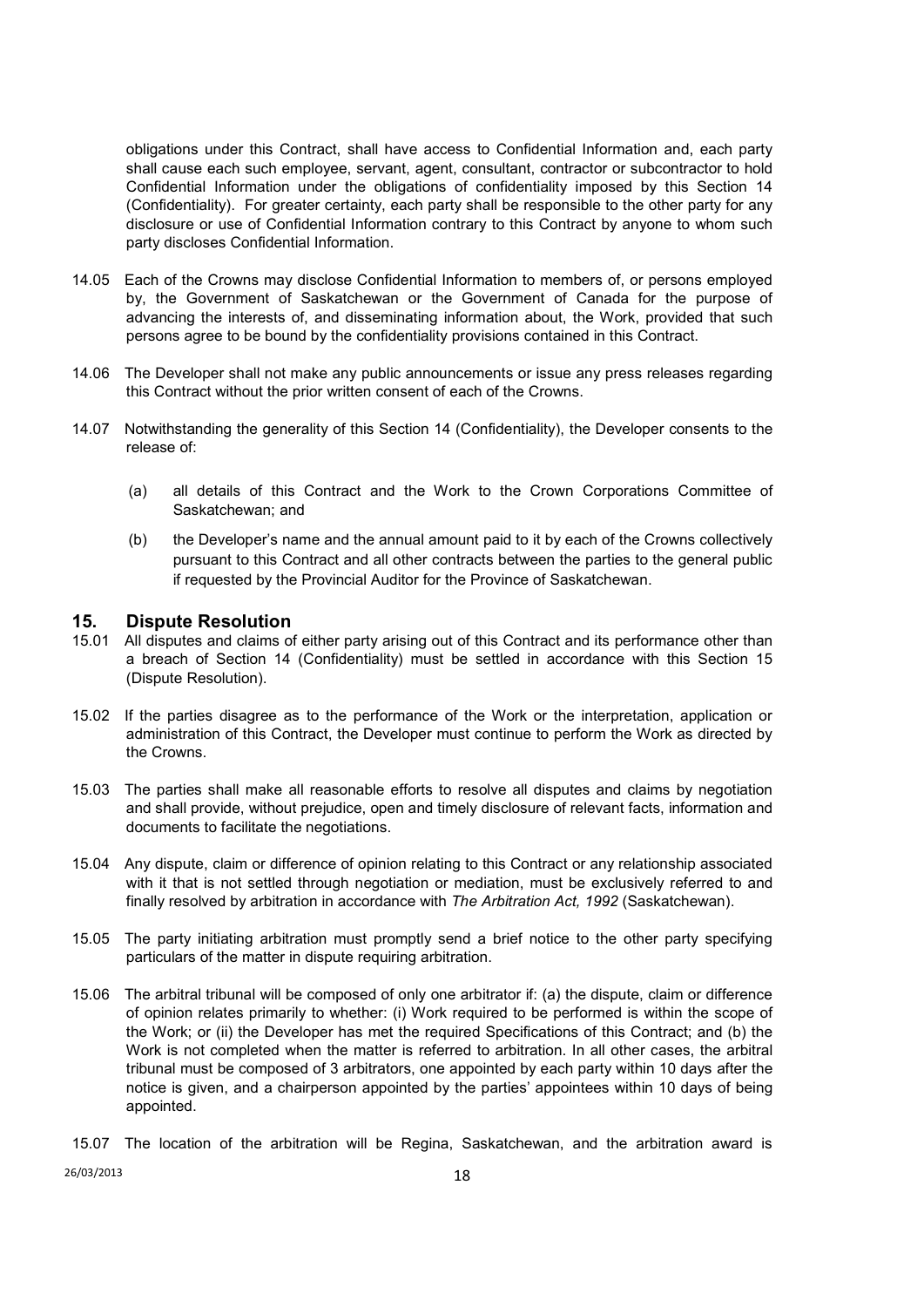obligations under this Contract, shall have access to Confidential Information and, each party shall cause each such employee, servant, agent, consultant, contractor or subcontractor to hold Confidential Information under the obligations of confidentiality imposed by this Section 14 (Confidentiality). For greater certainty, each party shall be responsible to the other party for any disclosure or use of Confidential Information contrary to this Contract by anyone to whom such party discloses Confidential Information.

14.05 Each of the Crowns may disclose Confidential Information to members of, or persons employed by, the Government of Saskatchewan or the Government of Canada for the purpose of advancing the interests of, and disseminating information about, the Work, provided that such persons agree to be bound by the confidentiality provisions contained in this Contract.

14.06 The Developer shall not make any public announcements or issue any press releases regarding this Contract without the prior written consent of each of the Crowns.

14.07 Notwithstanding the generality of this Section 14 (Confidentiality), the Developer consents to the release of:

(a) all details of this Contract and the Work to the Crown Corporations Committee of Saskatchewan; and

(b) the Developer's name and the annual amount paid to it by each of the Crowns collectively pursuant to this Contract and all other contracts between the parties to the general public if requested by the Provincial Auditor for the Province of Saskatchewan.

## 15. Dispute Resolution

15.01 All disputes and claims of either party arising out of this Contract and its performance other than a breach of Section 14 (Confidentiality) must be settled in accordance with this Section 15 (Dispute Resolution).

15.02 If the parties disagree as to the performance of the Work or the interpretation, application or administration of this Contract, the Developer must continue to perform the Work as directed by the Crowns.

15.03 The parties shall make all reasonable efforts to resolve all disputes and claims by negotiation and shall provide, without prejudice, open and timely disclosure of relevant facts, information and documents to facilitate the negotiations.

15.04 Any dispute, claim or difference of opinion relating to this Contract or any relationship associated with it that is not settled through negotiation or mediation, must be exclusively referred to and finally resolved by arbitration in accordance with *The Arbitration Act, 1992* (Saskatchewan).

15.05 The party initiating arbitration must promptly send a brief notice to the other party specifying particulars of the matter in dispute requiring arbitration.

15.06 The arbitral tribunal will be composed of only one arbitrator if: (a) the dispute, claim or difference of opinion relates primarily to whether: (i) Work required to be performed is within the scope of the Work; or (ii) the Developer has met the required Specifications of this Contract; and (b) the Work is not completed when the matter is referred to arbitration. In all other cases, the arbitral tribunal must be composed of 3 arbitrators, one appointed by each party within 10 days after the notice is given, and a chairperson appointed by the parties' appointees within 10 days of being appointed.

15.07 The location of the arbitration will be Regina, Saskatchewan, and the arbitration award is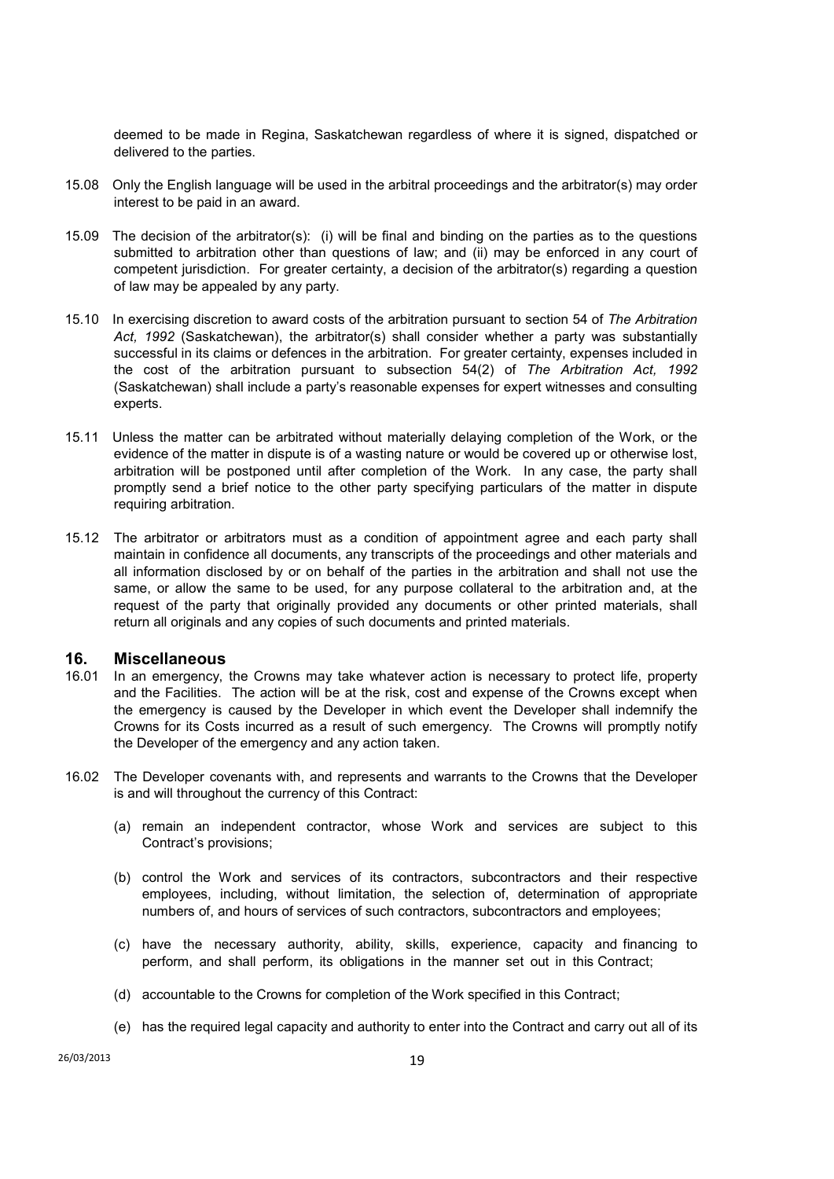deemed to be made in Regina, Saskatchewan regardless of where it is signed, dispatched or delivered to the parties.

15.08 Only the English language will be used in the arbitral proceedings and the arbitrator(s) may order interest to be paid in an award.

15.09 The decision of the arbitrator(s): (i) will be final and binding on the parties as to the questions submitted to arbitration other than questions of law; and (ii) may be enforced in any court of competent jurisdiction. For greater certainty, a decision of the arbitrator(s) regarding a question of law may be appealed by any party.

15.10 In exercising discretion to award costs of the arbitration pursuant to section 54 of *The Arbitration Act, 1992* (Saskatchewan), the arbitrator(s) shall consider whether a party was substantially successful in its claims or defences in the arbitration. For greater certainty, expenses included in the cost of the arbitration pursuant to subsection 54(2) of *The Arbitration Act, 1992* (Saskatchewan) shall include a party's reasonable expenses for expert witnesses and consulting experts.

15.11 Unless the matter can be arbitrated without materially delaying completion of the Work, or the evidence of the matter in dispute is of a wasting nature or would be covered up or otherwise lost, arbitration will be postponed until after completion of the Work. In any case, the party shall promptly send a brief notice to the other party specifying particulars of the matter in dispute requiring arbitration.

15.12 The arbitrator or arbitrators must as a condition of appointment agree and each party shall maintain in confidence all documents, any transcripts of the proceedings and other materials and all information disclosed by or on behalf of the parties in the arbitration and shall not use the same, or allow the same to be used, for any purpose collateral to the arbitration and, at the request of the party that originally provided any documents or other printed materials, shall return all originals and any copies of such documents and printed materials.

## 16. Miscellaneous

16.01 In an emergency, the Crowns may take whatever action is necessary to protect life, property and the Facilities. The action will be at the risk, cost and expense of the Crowns except when the emergency is caused by the Developer in which event the Developer shall indemnify the Crowns for its Costs incurred as a result of such emergency. The Crowns will promptly notify the Developer of the emergency and any action taken.

16.02 The Developer covenants with, and represents and warrants to the Crowns that the Developer is and will throughout the currency of this Contract:

(a) remain an independent contractor, whose Work and services are subject to this Contract's provisions;

(b) control the Work and services of its contractors, subcontractors and their respective employees, including, without limitation, the selection of, determination of appropriate numbers of, and hours of services of such contractors, subcontractors and employees;

(c) have the necessary authority, ability, skills, experience, capacity and financing to perform, and shall perform, its obligations in the manner set out in this Contract;

(d) accountable to the Crowns for completion of the Work specified in this Contract;

(e) has the required legal capacity and authority to enter into the Contract and carry out all of its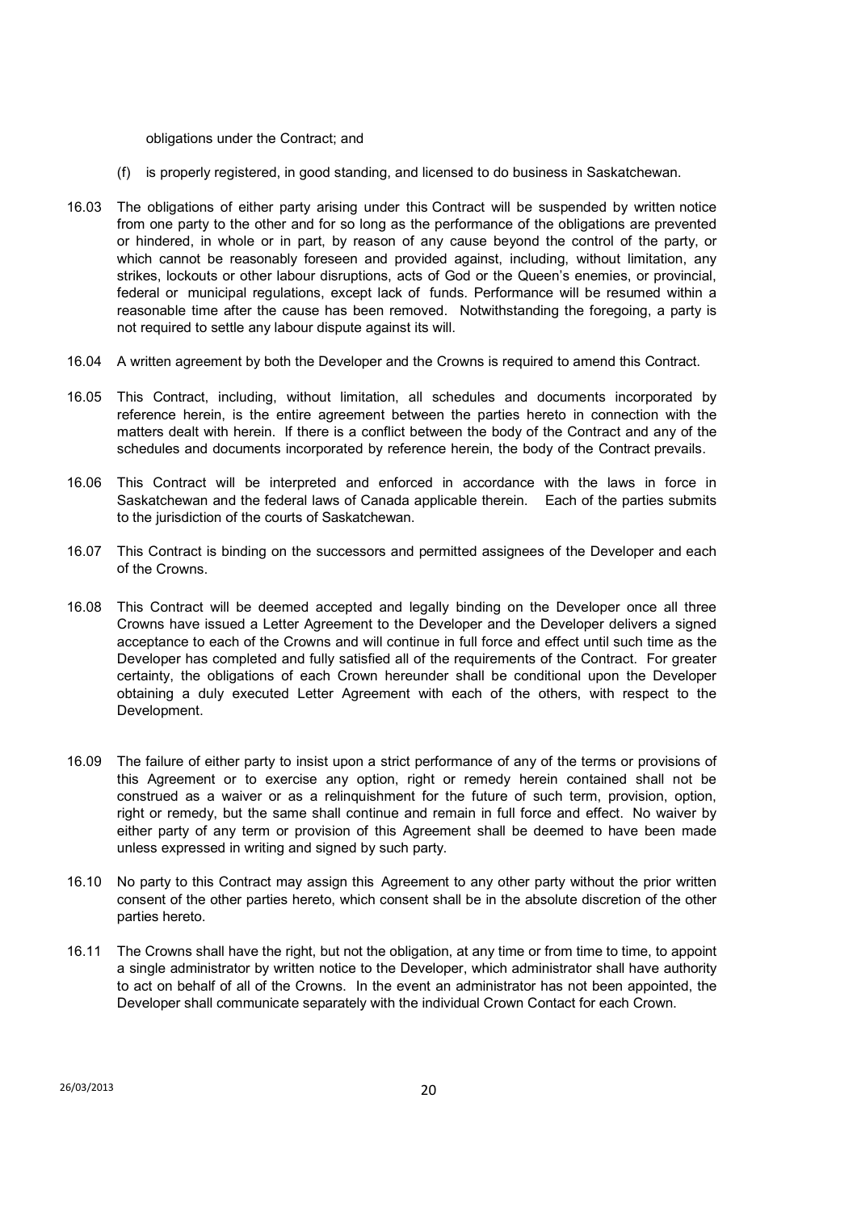obligations under the Contract; and

(f) is properly registered, in good standing, and licensed to do business in Saskatchewan.

16.03 The obligations of either party arising under this Contract will be suspended by written notice from one party to the other and for so long as the performance of the obligations are prevented or hindered, in whole or in part, by reason of any cause beyond the control of the party, or which cannot be reasonably foreseen and provided against, including, without limitation, any strikes, lockouts or other labour disruptions, acts of God or the Queen's enemies, or provincial, federal or municipal regulations, except lack of funds. Performance will be resumed within a reasonable time after the cause has been removed. Notwithstanding the foregoing, a party is not required to settle any labour dispute against its will.

16.04 A written agreement by both the Developer and the Crowns is required to amend this Contract.

16.05 This Contract, including, without limitation, all schedules and documents incorporated by reference herein, is the entire agreement between the parties hereto in connection with the matters dealt with herein. If there is a conflict between the body of the Contract and any of the schedules and documents incorporated by reference herein, the body of the Contract prevails.

16.06 This Contract will be interpreted and enforced in accordance with the laws in force in Saskatchewan and the federal laws of Canada applicable therein. Each of the parties submits to the jurisdiction of the courts of Saskatchewan.

16.07 This Contract is binding on the successors and permitted assignees of the Developer and each of the Crowns.

16.08 This Contract will be deemed accepted and legally binding on the Developer once all three Crowns have issued a Letter Agreement to the Developer and the Developer delivers a signed acceptance to each of the Crowns and will continue in full force and effect until such time as the Developer has completed and fully satisfied all of the requirements of the Contract. For greater certainty, the obligations of each Crown hereunder shall be conditional upon the Developer obtaining a duly executed Letter Agreement with each of the others, with respect to the Development.

16.09 The failure of either party to insist upon a strict performance of any of the terms or provisions of this Agreement or to exercise any option, right or remedy herein contained shall not be construed as a waiver or as a relinquishment for the future of such term, provision, option, right or remedy, but the same shall continue and remain in full force and effect. No waiver by either party of any term or provision of this Agreement shall be deemed to have been made unless expressed in writing and signed by such party.

16.10 No party to this Contract may assign this Agreement to any other party without the prior written consent of the other parties hereto, which consent shall be in the absolute discretion of the other parties hereto.

16.11 The Crowns shall have the right, but not the obligation, at any time or from time to time, to appoint a single administrator by written notice to the Developer, which administrator shall have authority to act on behalf of all of the Crowns. In the event an administrator has not been appointed, the Developer shall communicate separately with the individual Crown Contact for each Crown.

26/03/2013